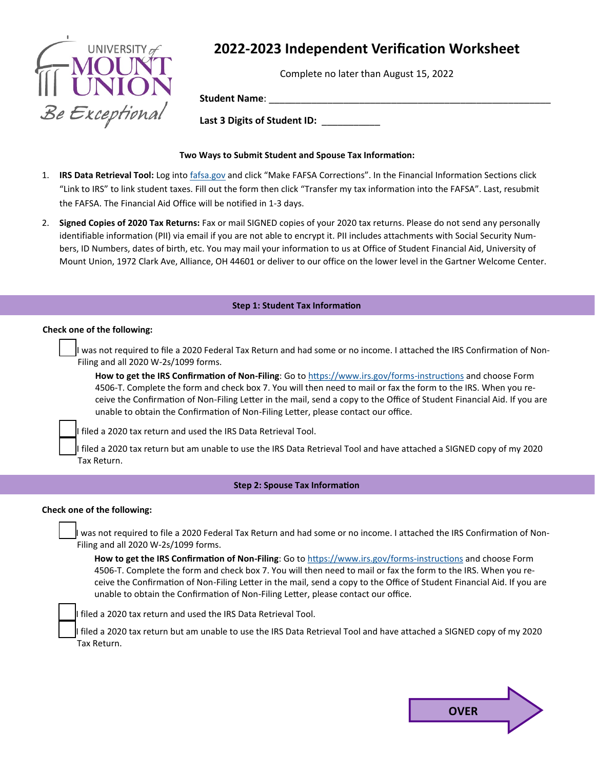# 2022-2023 Independent Verification Worksheet

Complete no later than August 15, 2022

**Student Name**: ______________________________________________________

**Last 3 Digits of Student ID:** ___________

**Two Ways to Submit Student and Spouse Tax Information:**

1. **IRS Data Retrieval Tool:** Log into fafsa.gov and click "Make FAFSA Corrections". In the Financial Information Sections click "Link to IRS" to link student taxes. Fill out the form then click "Transfer my tax information into the FAFSA". Last, resubmit the FAFSA. The Financial Aid Office will be notified in 1-3 days.
2. **Signed Copies of 2020 Tax Returns:** Fax or mail SIGNED copies of your 2020 tax returns. Please do not send any personally identifiable information (PII) via email if you are not able to encrypt it. PII includes attachments with Social Security Numbers, ID Numbers, dates of birth, etc. You may mail your information to us at Office of Student Financial Aid, University of Mount Union, 1972 Clark Ave, Alliance, OH 44601 or deliver to our office on the lower level in the Gartner Welcome Center.

## Step 1: Student Tax Information

**Check one of the following:**

- ☐ I was not required to file a 2020 Federal Tax Return and had some or no income. I attached the IRS Confirmation of Non-Filing and all 2020 W-2s/1099 forms.

  **How to get the IRS Confirmation of Non-Filing**: Go to https://www.irs.gov/forms-instructions and choose Form 4506-T. Complete the form and check box 7. You will then need to mail or fax the form to the IRS. When you receive the Confirmation of Non-Filing Letter in the mail, send a copy to the Office of Student Financial Aid. If you are unable to obtain the Confirmation of Non-Filing Letter, please contact our office.

- ☐ I filed a 2020 tax return and used the IRS Data Retrieval Tool.
- ☐ I filed a 2020 tax return but am unable to use the IRS Data Retrieval Tool and have attached a SIGNED copy of my 2020 Tax Return.

## Step 2: Spouse Tax Information

**Check one of the following:**

- ☐ I was not required to file a 2020 Federal Tax Return and had some or no income. I attached the IRS Confirmation of Non-Filing and all 2020 W-2s/1099 forms.

  **How to get the IRS Confirmation of Non-Filing**: Go to https://www.irs.gov/forms-instructions and choose Form 4506-T. Complete the form and check box 7. You will then need to mail or fax the form to the IRS. When you receive the Confirmation of Non-Filing Letter in the mail, send a copy to the Office of Student Financial Aid. If you are unable to obtain the Confirmation of Non-Filing Letter, please contact our office.

- ☐ I filed a 2020 tax return and used the IRS Data Retrieval Tool.
- ☐ I filed a 2020 tax return but am unable to use the IRS Data Retrieval Tool and have attached a SIGNED copy of my 2020 Tax Return.

OVER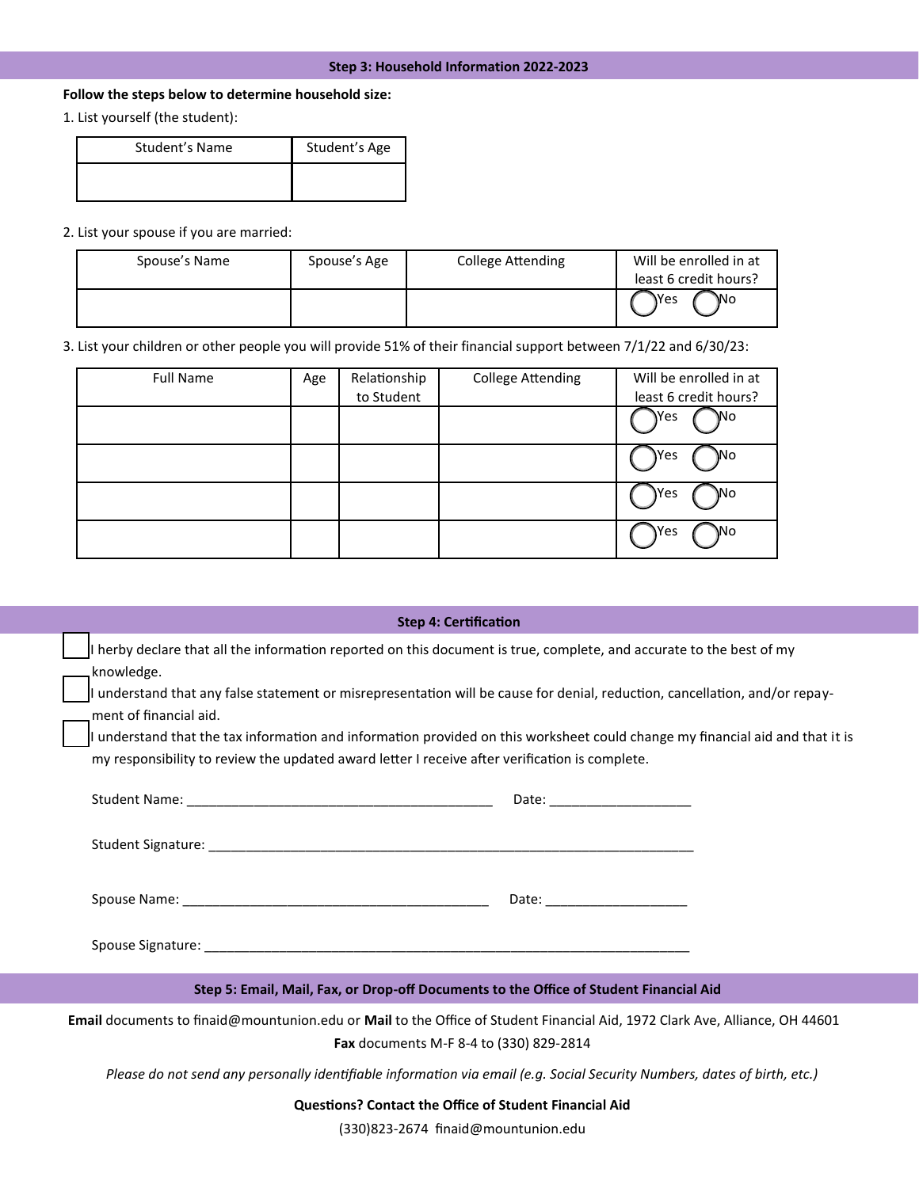## Step 3: Household Information 2022-2023

**Follow the steps below to determine household size:**

1. List yourself (the student):

| Student's Name | Student's Age |
|---|---|
| | |

2. List your spouse if you are married:

| Spouse's Name | Spouse's Age | College Attending | Will be enrolled in at least 6 credit hours? |
|---|---|---|---|
| | | | ◯Yes ◯No |

3. List your children or other people you will provide 51% of their financial support between 7/1/22 and 6/30/23:

| Full Name | Age | Relationship to Student | College Attending | Will be enrolled in at least 6 credit hours? |
|---|---|---|---|---|
| | | | | ◯Yes ◯No |
| | | | | ◯Yes ◯No |
| | | | | ◯Yes ◯No |
| | | | | ◯Yes ◯No |

## Step 4: Certification

☐ I herby declare that all the information reported on this document is true, complete, and accurate to the best of my knowledge.

☐ I understand that any false statement or misrepresentation will be cause for denial, reduction, cancellation, and/or repayment of financial aid.

☐ I understand that the tax information and information provided on this worksheet could change my financial aid and that it is my responsibility to review the updated award letter I receive after verification is complete.

Student Name: ________________________________________ Date: ___________________

Student Signature: ________________________________________________________________

Spouse Name: ________________________________________ Date: ___________________

Spouse Signature: ________________________________________________________________

## Step 5: Email, Mail, Fax, or Drop-off Documents to the Office of Student Financial Aid

**Email** documents to finaid@mountunion.edu or **Mail** to the Office of Student Financial Aid, 1972 Clark Ave, Alliance, OH 44601

**Fax** documents M-F 8-4 to (330) 829-2814

*Please do not send any personally identifiable information via email (e.g. Social Security Numbers, dates of birth, etc.)*

**Questions? Contact the Office of Student Financial Aid**

(330)823-2674 finaid@mountunion.edu